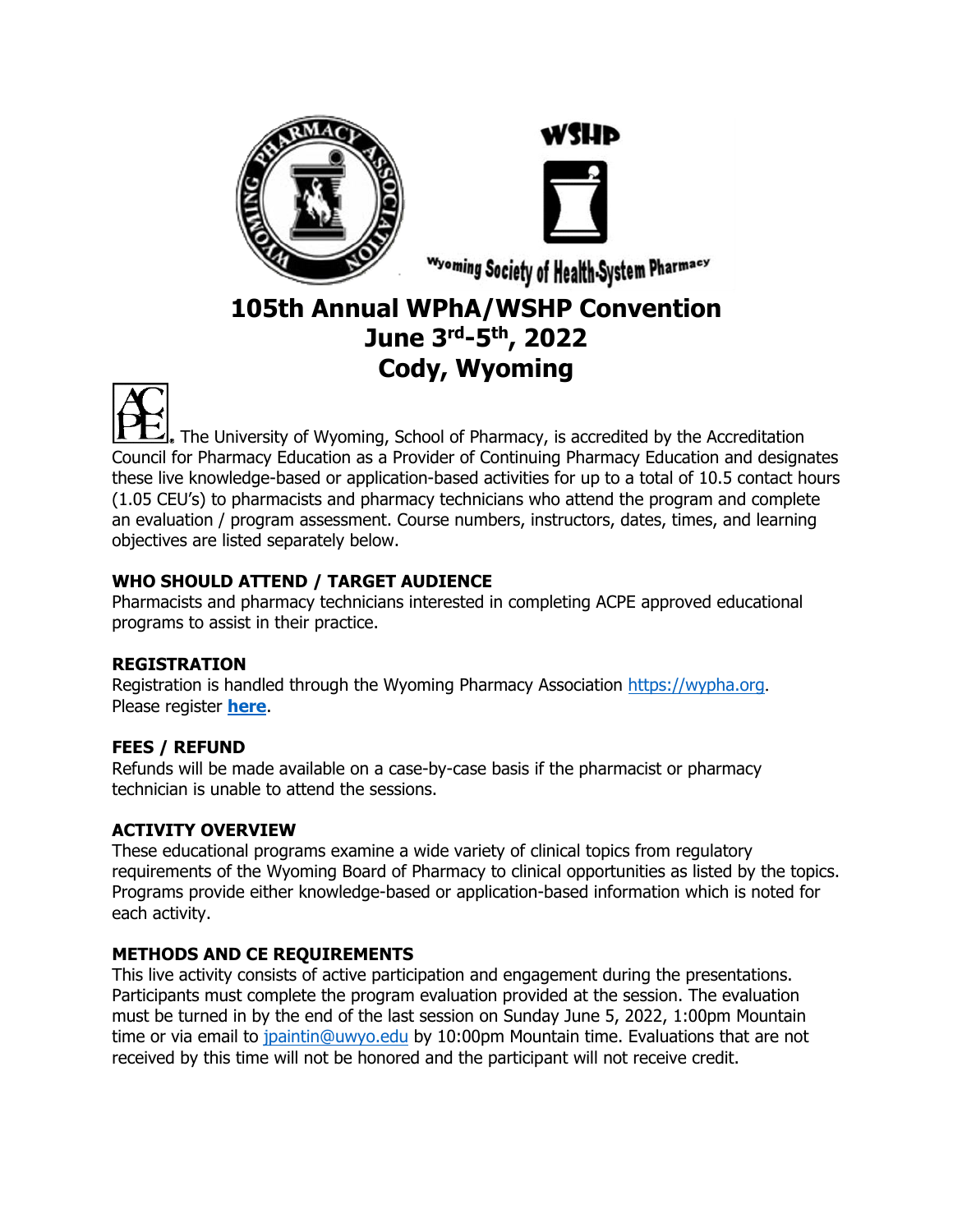WSHP

Wyoming Society of Health-System Pharmacy

# 105th Annual WPhA/WSHP Convention
# June 3rd-5th, 2022
# Cody, Wyoming

The University of Wyoming, School of Pharmacy, is accredited by the Accreditation Council for Pharmacy Education as a Provider of Continuing Pharmacy Education and designates these live knowledge-based or application-based activities for up to a total of 10.5 contact hours (1.05 CEU's) to pharmacists and pharmacy technicians who attend the program and complete an evaluation / program assessment. Course numbers, instructors, dates, times, and learning objectives are listed separately below.

## WHO SHOULD ATTEND / TARGET AUDIENCE

Pharmacists and pharmacy technicians interested in completing ACPE approved educational programs to assist in their practice.

## REGISTRATION

Registration is handled through the Wyoming Pharmacy Association https://wypha.org. Please register **here**.

## FEES / REFUND

Refunds will be made available on a case-by-case basis if the pharmacist or pharmacy technician is unable to attend the sessions.

## ACTIVITY OVERVIEW

These educational programs examine a wide variety of clinical topics from regulatory requirements of the Wyoming Board of Pharmacy to clinical opportunities as listed by the topics. Programs provide either knowledge-based or application-based information which is noted for each activity.

## METHODS AND CE REQUIREMENTS

This live activity consists of active participation and engagement during the presentations. Participants must complete the program evaluation provided at the session. The evaluation must be turned in by the end of the last session on Sunday June 5, 2022, 1:00pm Mountain time or via email to jpaintin@uwyo.edu by 10:00pm Mountain time. Evaluations that are not received by this time will not be honored and the participant will not receive credit.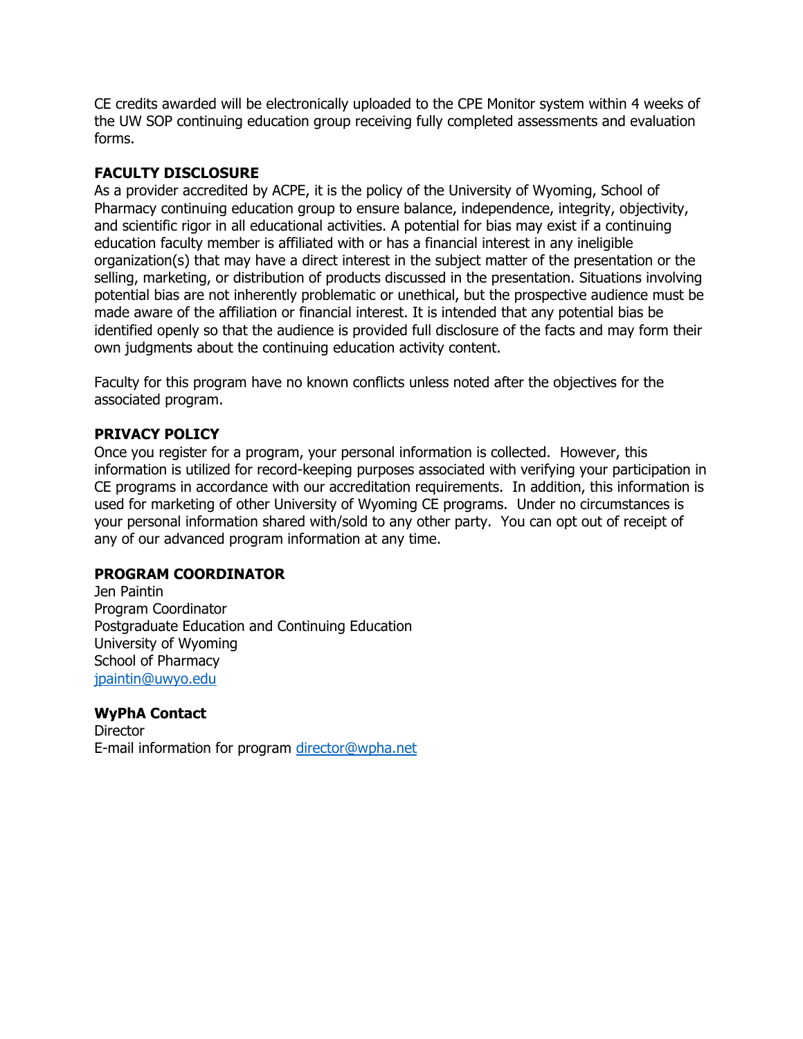CE credits awarded will be electronically uploaded to the CPE Monitor system within 4 weeks of the UW SOP continuing education group receiving fully completed assessments and evaluation forms.

**FACULTY DISCLOSURE**

As a provider accredited by ACPE, it is the policy of the University of Wyoming, School of Pharmacy continuing education group to ensure balance, independence, integrity, objectivity, and scientific rigor in all educational activities. A potential for bias may exist if a continuing education faculty member is affiliated with or has a financial interest in any ineligible organization(s) that may have a direct interest in the subject matter of the presentation or the selling, marketing, or distribution of products discussed in the presentation. Situations involving potential bias are not inherently problematic or unethical, but the prospective audience must be made aware of the affiliation or financial interest. It is intended that any potential bias be identified openly so that the audience is provided full disclosure of the facts and may form their own judgments about the continuing education activity content.

Faculty for this program have no known conflicts unless noted after the objectives for the associated program.

**PRIVACY POLICY**

Once you register for a program, your personal information is collected. However, this information is utilized for record-keeping purposes associated with verifying your participation in CE programs in accordance with our accreditation requirements. In addition, this information is used for marketing of other University of Wyoming CE programs. Under no circumstances is your personal information shared with/sold to any other party. You can opt out of receipt of any of our advanced program information at any time.

**PROGRAM COORDINATOR**

Jen Paintin
Program Coordinator
Postgraduate Education and Continuing Education
University of Wyoming
School of Pharmacy
jpaintin@uwyo.edu

**WyPhA Contact**

Director
E-mail information for program director@wpha.net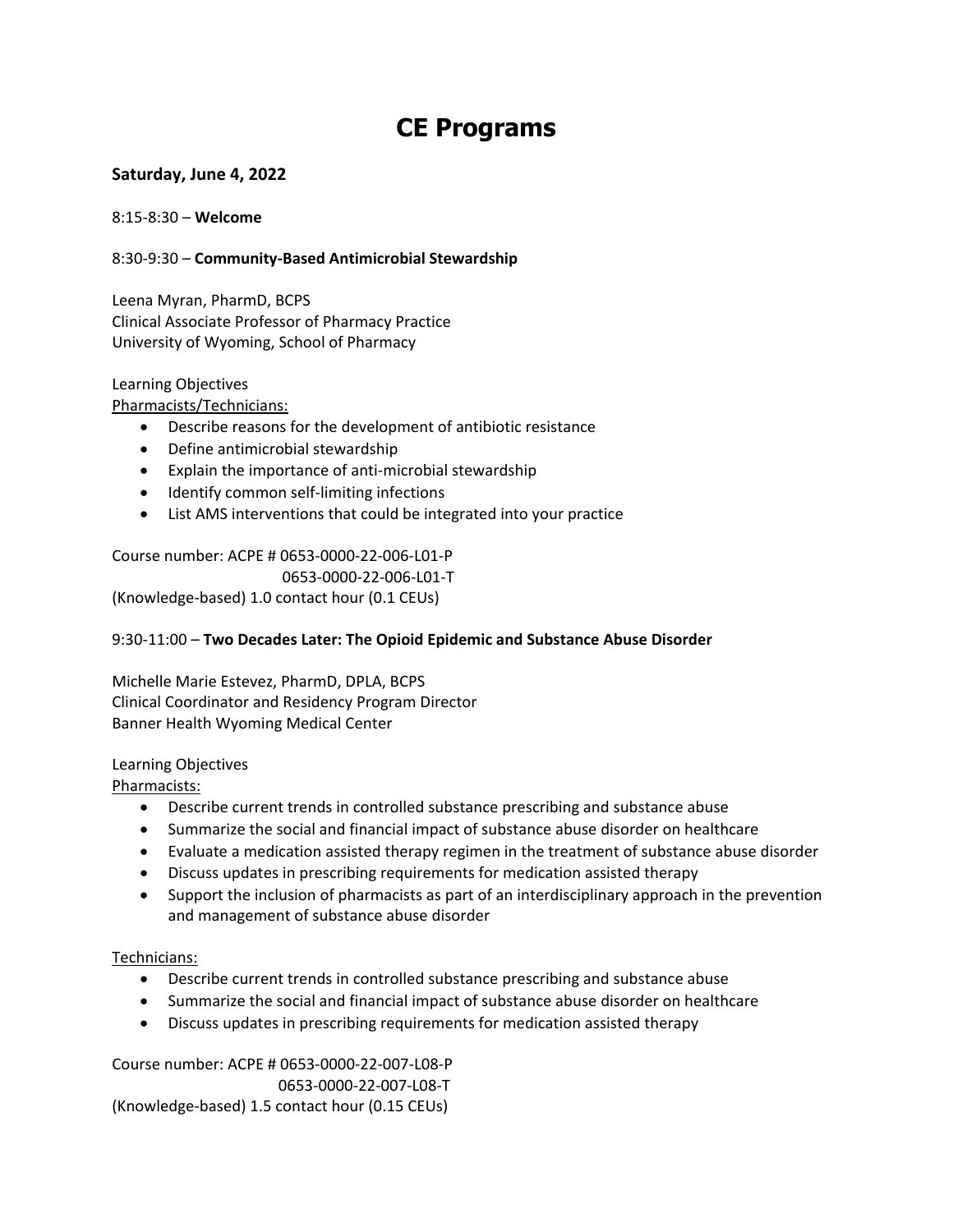# CE Programs

### Saturday, June 4, 2022

8:15-8:30 – **Welcome**

8:30-9:30 – **Community-Based Antimicrobial Stewardship**

Leena Myran, PharmD, BCPS
Clinical Associate Professor of Pharmacy Practice
University of Wyoming, School of Pharmacy

Learning Objectives
Pharmacists/Technicians:

- Describe reasons for the development of antibiotic resistance
- Define antimicrobial stewardship
- Explain the importance of anti-microbial stewardship
- Identify common self-limiting infections
- List AMS interventions that could be integrated into your practice

Course number: ACPE # 0653-0000-22-006-L01-P
0653-0000-22-006-L01-T
(Knowledge-based) 1.0 contact hour (0.1 CEUs)

9:30-11:00 – **Two Decades Later: The Opioid Epidemic and Substance Abuse Disorder**

Michelle Marie Estevez, PharmD, DPLA, BCPS
Clinical Coordinator and Residency Program Director
Banner Health Wyoming Medical Center

Learning Objectives
Pharmacists:

- Describe current trends in controlled substance prescribing and substance abuse
- Summarize the social and financial impact of substance abuse disorder on healthcare
- Evaluate a medication assisted therapy regimen in the treatment of substance abuse disorder
- Discuss updates in prescribing requirements for medication assisted therapy
- Support the inclusion of pharmacists as part of an interdisciplinary approach in the prevention and management of substance abuse disorder

Technicians:

- Describe current trends in controlled substance prescribing and substance abuse
- Summarize the social and financial impact of substance abuse disorder on healthcare
- Discuss updates in prescribing requirements for medication assisted therapy

Course number: ACPE # 0653-0000-22-007-L08-P
0653-0000-22-007-L08-T
(Knowledge-based) 1.5 contact hour (0.15 CEUs)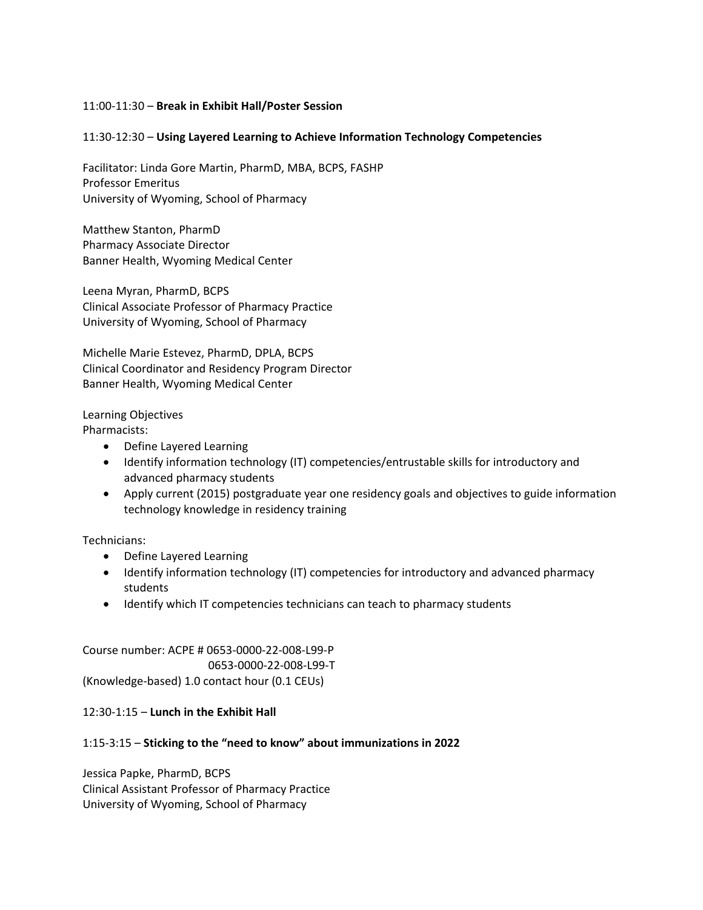11:00-11:30 – **Break in Exhibit Hall/Poster Session**

11:30-12:30 – **Using Layered Learning to Achieve Information Technology Competencies**

Facilitator: Linda Gore Martin, PharmD, MBA, BCPS, FASHP
Professor Emeritus
University of Wyoming, School of Pharmacy

Matthew Stanton, PharmD
Pharmacy Associate Director
Banner Health, Wyoming Medical Center

Leena Myran, PharmD, BCPS
Clinical Associate Professor of Pharmacy Practice
University of Wyoming, School of Pharmacy

Michelle Marie Estevez, PharmD, DPLA, BCPS
Clinical Coordinator and Residency Program Director
Banner Health, Wyoming Medical Center

Learning Objectives
Pharmacists:

- Define Layered Learning
- Identify information technology (IT) competencies/entrustable skills for introductory and advanced pharmacy students
- Apply current (2015) postgraduate year one residency goals and objectives to guide information technology knowledge in residency training

Technicians:

- Define Layered Learning
- Identify information technology (IT) competencies for introductory and advanced pharmacy students
- Identify which IT competencies technicians can teach to pharmacy students

Course number: ACPE # 0653-0000-22-008-L99-P
0653-0000-22-008-L99-T
(Knowledge-based) 1.0 contact hour (0.1 CEUs)

12:30-1:15 – **Lunch in the Exhibit Hall**

1:15-3:15 – **Sticking to the "need to know" about immunizations in 2022**

Jessica Papke, PharmD, BCPS
Clinical Assistant Professor of Pharmacy Practice
University of Wyoming, School of Pharmacy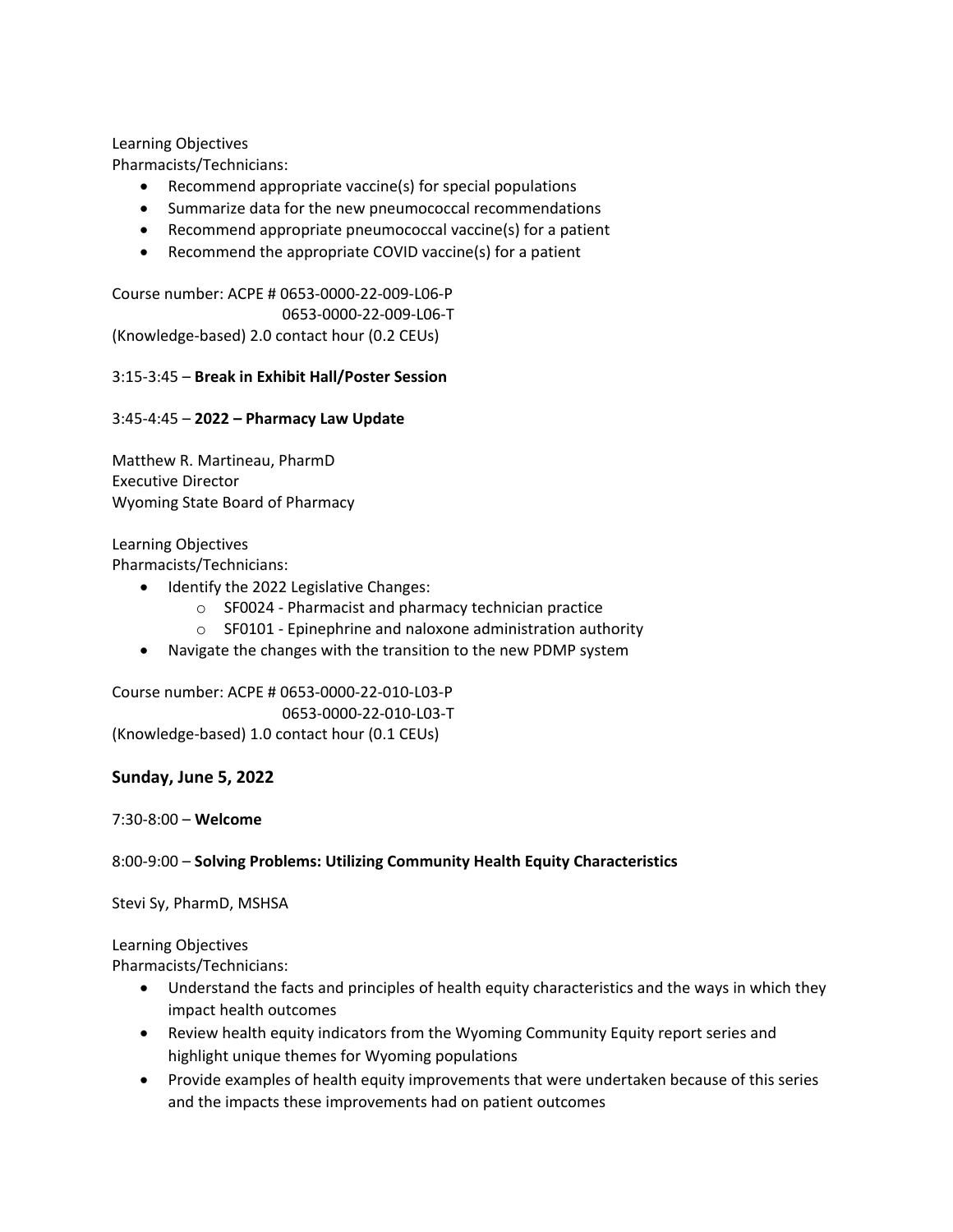Learning Objectives
Pharmacists/Technicians:

- Recommend appropriate vaccine(s) for special populations
- Summarize data for the new pneumococcal recommendations
- Recommend appropriate pneumococcal vaccine(s) for a patient
- Recommend the appropriate COVID vaccine(s) for a patient

Course number: ACPE # 0653-0000-22-009-L06-P
0653-0000-22-009-L06-T
(Knowledge-based) 2.0 contact hour (0.2 CEUs)

3:15-3:45 – **Break in Exhibit Hall/Poster Session**

3:45-4:45 – **2022 – Pharmacy Law Update**

Matthew R. Martineau, PharmD
Executive Director
Wyoming State Board of Pharmacy

Learning Objectives
Pharmacists/Technicians:

- Identify the 2022 Legislative Changes:
    - SF0024 - Pharmacist and pharmacy technician practice
    - SF0101 - Epinephrine and naloxone administration authority
- Navigate the changes with the transition to the new PDMP system

Course number: ACPE # 0653-0000-22-010-L03-P
0653-0000-22-010-L03-T
(Knowledge-based) 1.0 contact hour (0.1 CEUs)

## Sunday, June 5, 2022

7:30-8:00 – **Welcome**

8:00-9:00 – **Solving Problems: Utilizing Community Health Equity Characteristics**

Stevi Sy, PharmD, MSHSA

Learning Objectives
Pharmacists/Technicians:

- Understand the facts and principles of health equity characteristics and the ways in which they impact health outcomes
- Review health equity indicators from the Wyoming Community Equity report series and highlight unique themes for Wyoming populations
- Provide examples of health equity improvements that were undertaken because of this series and the impacts these improvements had on patient outcomes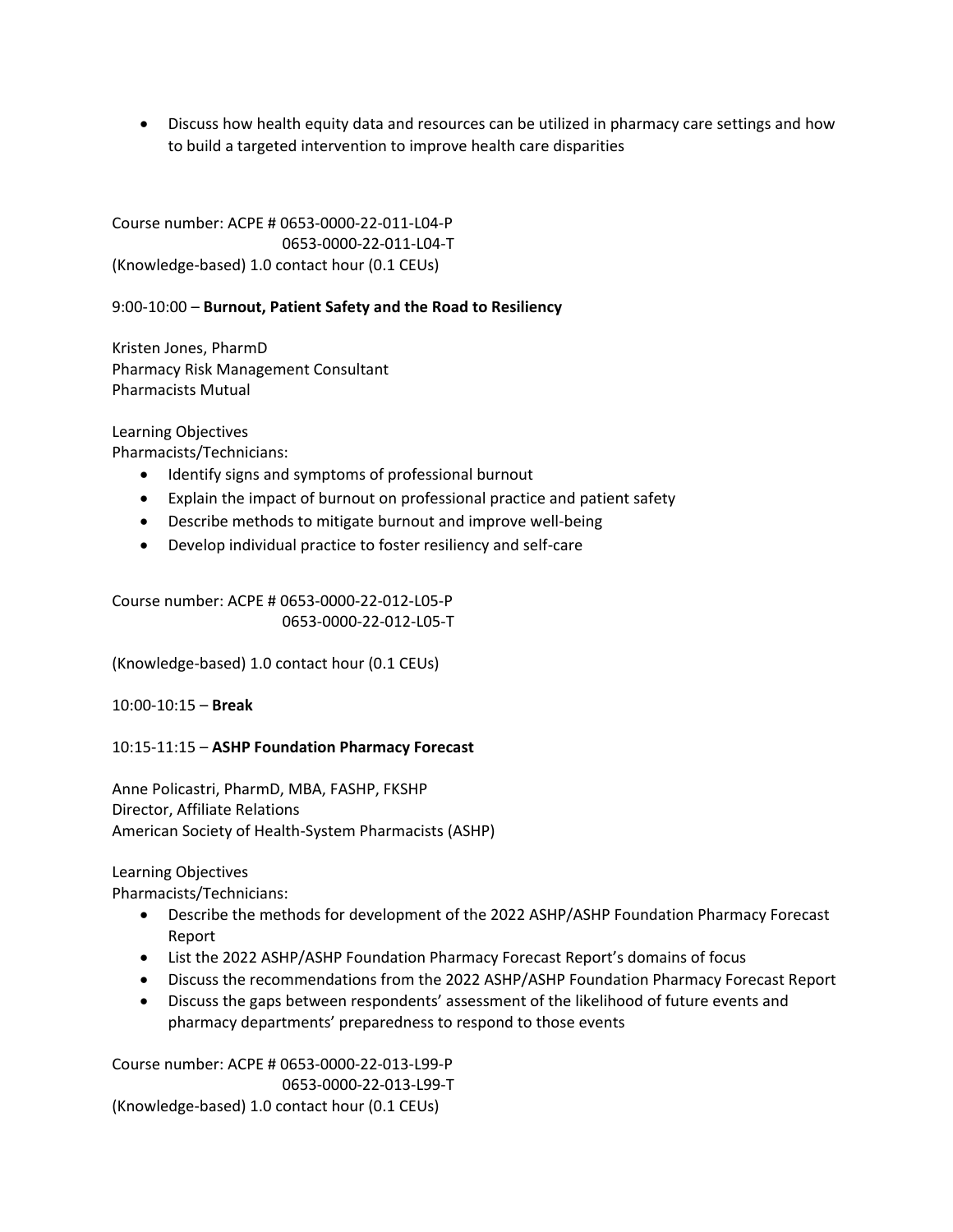- Discuss how health equity data and resources can be utilized in pharmacy care settings and how to build a targeted intervention to improve health care disparities

Course number: ACPE # 0653-0000-22-011-L04-P
0653-0000-22-011-L04-T
(Knowledge-based) 1.0 contact hour (0.1 CEUs)

9:00-10:00 – **Burnout, Patient Safety and the Road to Resiliency**

Kristen Jones, PharmD
Pharmacy Risk Management Consultant
Pharmacists Mutual

Learning Objectives
Pharmacists/Technicians:

- Identify signs and symptoms of professional burnout
- Explain the impact of burnout on professional practice and patient safety
- Describe methods to mitigate burnout and improve well-being
- Develop individual practice to foster resiliency and self-care

Course number: ACPE # 0653-0000-22-012-L05-P
0653-0000-22-012-L05-T

(Knowledge-based) 1.0 contact hour (0.1 CEUs)

10:00-10:15 – **Break**

10:15-11:15 – **ASHP Foundation Pharmacy Forecast**

Anne Policastri, PharmD, MBA, FASHP, FKSHP
Director, Affiliate Relations
American Society of Health-System Pharmacists (ASHP)

Learning Objectives
Pharmacists/Technicians:

- Describe the methods for development of the 2022 ASHP/ASHP Foundation Pharmacy Forecast Report
- List the 2022 ASHP/ASHP Foundation Pharmacy Forecast Report's domains of focus
- Discuss the recommendations from the 2022 ASHP/ASHP Foundation Pharmacy Forecast Report
- Discuss the gaps between respondents' assessment of the likelihood of future events and pharmacy departments' preparedness to respond to those events

Course number: ACPE # 0653-0000-22-013-L99-P
0653-0000-22-013-L99-T
(Knowledge-based) 1.0 contact hour (0.1 CEUs)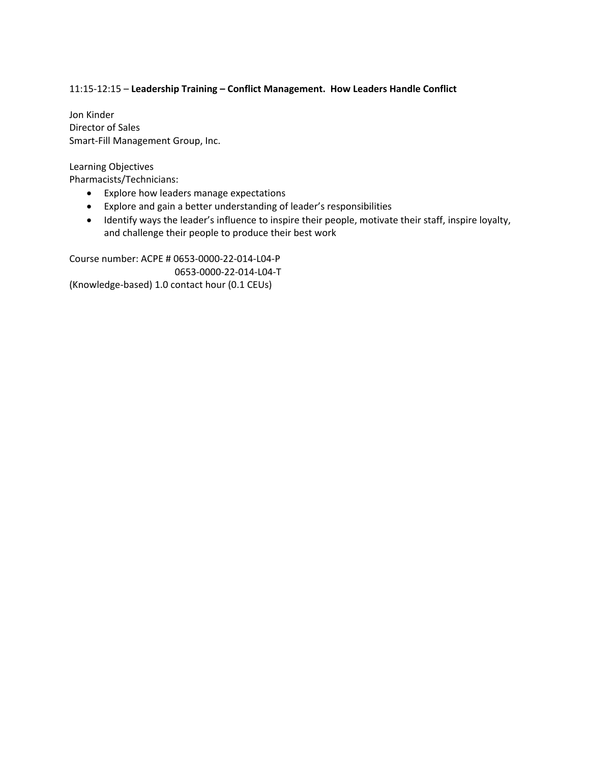11:15-12:15 – **Leadership Training – Conflict Management. How Leaders Handle Conflict**

Jon Kinder
Director of Sales
Smart-Fill Management Group, Inc.

Learning Objectives
Pharmacists/Technicians:

- Explore how leaders manage expectations
- Explore and gain a better understanding of leader's responsibilities
- Identify ways the leader's influence to inspire their people, motivate their staff, inspire loyalty, and challenge their people to produce their best work

Course number: ACPE # 0653-0000-22-014-L04-P
0653-0000-22-014-L04-T
(Knowledge-based) 1.0 contact hour (0.1 CEUs)